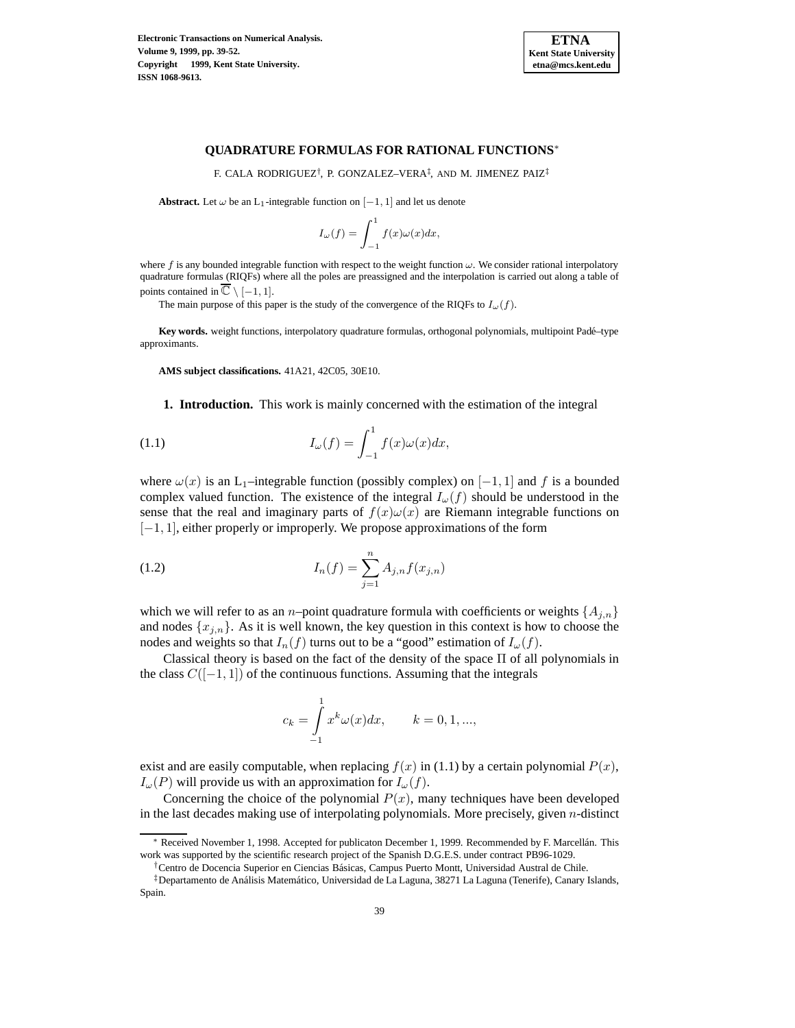# QUADRATURE FORMULAS FOR RATIONAL FUNCTIONS*

F. CALA RODRIGUEZ[†], P. GONZALEZ–VERA[‡], AND M. JIMENEZ PAIZ[‡]

**Abstract.** Let $\omega$ be an $\mathrm{L}_1$-integrable function on $[-1,1]$ and let us denote

$$I_\omega(f) = \int_{-1}^{1} f(x)\omega(x)dx,$$

where $f$ is any bounded integrable function with respect to the weight function $\omega$. We consider rational interpolatory quadrature formulas (RIQFs) where all the poles are preassigned and the interpolation is carried out along a table of points contained in $\overline{\mathbb{C}} \setminus [-1,1]$.

The main purpose of this paper is the study of the convergence of the RIQFs to $I_\omega(f)$.

**Key words.** weight functions, interpolatory quadrature formulas, orthogonal polynomials, multipoint Padé–type approximants.

**AMS subject classifications.** 41A21, 42C05, 30E10.

## 1. Introduction.

This work is mainly concerned with the estimation of the integral

$$I_\omega(f) = \int_{-1}^{1} f(x)\omega(x)dx, \tag{1.1}$$

where $\omega(x)$ is an $\mathrm{L}_1$–integrable function (possibly complex) on $[-1,1]$ and $f$ is a bounded complex valued function. The existence of the integral $I_\omega(f)$ should be understood in the sense that the real and imaginary parts of $f(x)\omega(x)$ are Riemann integrable functions on $[-1,1]$, either properly or improperly. We propose approximations of the form

$$I_n(f) = \sum_{j=1}^{n} A_{j,n} f(x_{j,n}) \tag{1.2}$$

which we will refer to as an $n$–point quadrature formula with coefficients or weights $\{A_{j,n}\}$ and nodes $\{x_{j,n}\}$. As it is well known, the key question in this context is how to choose the nodes and weights so that $I_n(f)$ turns out to be a "good" estimation of $I_\omega(f)$.

Classical theory is based on the fact of the density of the space $\Pi$ of all polynomials in the class $C([-1,1])$ of the continuous functions. Assuming that the integrals

$$c_k = \int_{-1}^{1} x^k \omega(x)dx, \qquad k = 0, 1, ...,$$

exist and are easily computable, when replacing $f(x)$ in (1.1) by a certain polynomial $P(x)$, $I_\omega(P)$ will provide us with an approximation for $I_\omega(f)$.

Concerning the choice of the polynomial $P(x)$, many techniques have been developed in the last decades making use of interpolating polynomials. More precisely, given $n$-distinct

---

* Received November 1, 1998. Accepted for publicaton December 1, 1999. Recommended by F. Marcellán. This work was supported by the scientific research project of the Spanish D.G.E.S. under contract PB96-1029.

† Centro de Docencia Superior en Ciencias Básicas, Campus Puerto Montt, Universidad Austral de Chile.

‡ Departamento de Análisis Matemático, Universidad de La Laguna, 38271 La Laguna (Tenerife), Canary Islands, Spain.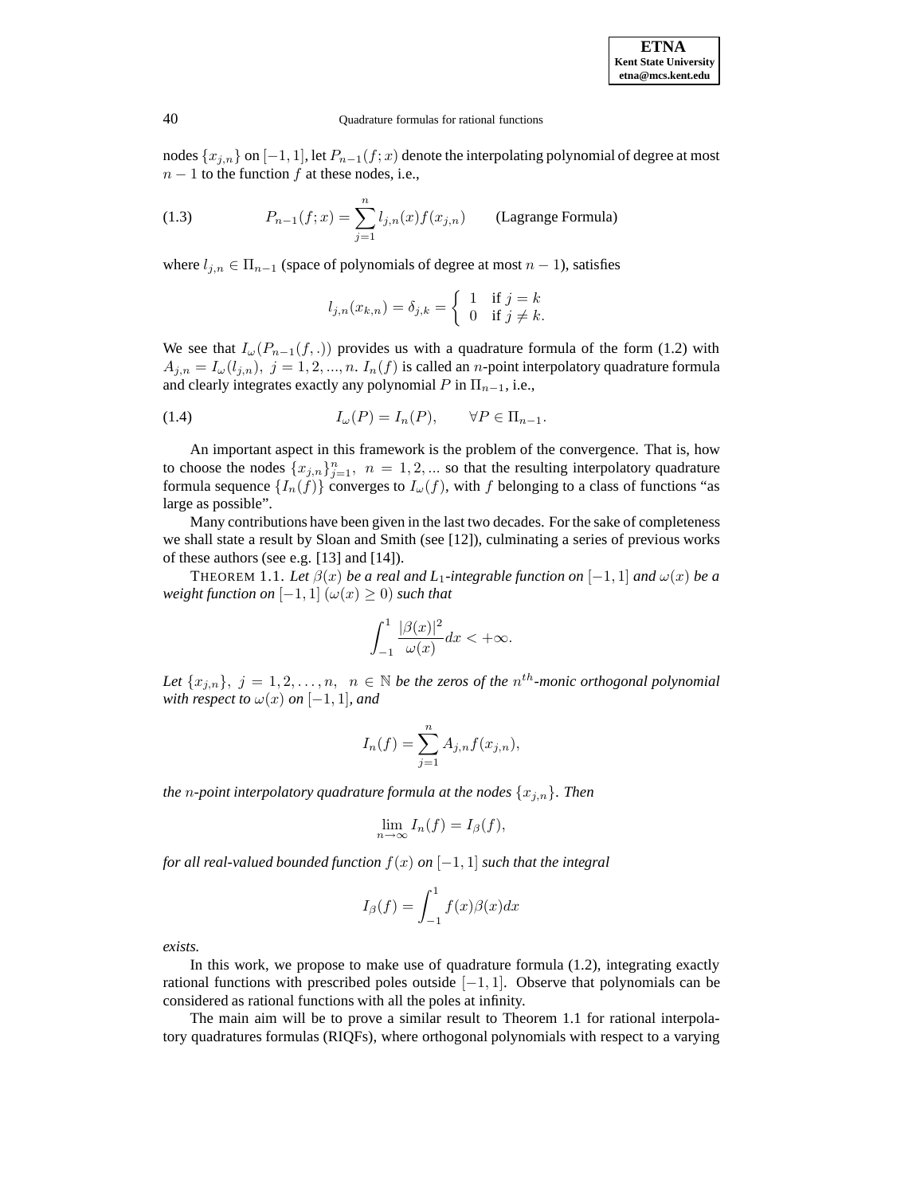nodes $\{x_{j,n}\}$ on $[-1,1]$, let $P_{n-1}(f;x)$ denote the interpolating polynomial of degree at most $n-1$ to the function $f$ at these nodes, i.e.,

$$P_{n-1}(f;x) = \sum_{j=1}^{n} l_{j,n}(x) f(x_{j,n}) \qquad \text{(Lagrange Formula)} \tag{1.3}$$

where $l_{j,n} \in \Pi_{n-1}$ (space of polynomials of degree at most $n-1$), satisfies

$$l_{j,n}(x_{k,n}) = \delta_{j,k} = \begin{cases} 1 & \text{if } j = k \\ 0 & \text{if } j \neq k. \end{cases}$$

We see that $I_\omega(P_{n-1}(f,.))$ provides us with a quadrature formula of the form (1.2) with $A_{j,n} = I_\omega(l_{j,n}),\ j = 1,2,...,n$. $I_n(f)$ is called an $n$-point interpolatory quadrature formula and clearly integrates exactly any polynomial $P$ in $\Pi_{n-1}$, i.e.,

$$I_\omega(P) = I_n(P), \qquad \forall P \in \Pi_{n-1}. \tag{1.4}$$

An important aspect in this framework is the problem of the convergence. That is, how to choose the nodes $\{x_{j,n}\}_{j=1}^{n},\ n = 1,2,...$ so that the resulting interpolatory quadrature formula sequence $\{I_n(f)\}$ converges to $I_\omega(f)$, with $f$ belonging to a class of functions "as large as possible".

Many contributions have been given in the last two decades. For the sake of completeness we shall state a result by Sloan and Smith (see [12]), culminating a series of previous works of these authors (see e.g. [13] and [14]).

THEOREM 1.1. *Let $\beta(x)$ be a real and $L_1$-integrable function on $[-1,1]$ and $\omega(x)$ be a weight function on $[-1,1]$ $(\omega(x) \geq 0)$ such that*

$$\int_{-1}^{1} \frac{|\beta(x)|^2}{\omega(x)} dx < +\infty.$$

*Let $\{x_{j,n}\},\ j = 1,2,\ldots,n,\ \ n \in \mathbb{N}$ be the zeros of the $n^{th}$-monic orthogonal polynomial with respect to $\omega(x)$ on $[-1,1]$, and*

$$I_n(f) = \sum_{j=1}^{n} A_{j,n} f(x_{j,n}),$$

*the $n$-point interpolatory quadrature formula at the nodes $\{x_{j,n}\}$. Then*

$$\lim_{n\to\infty} I_n(f) = I_\beta(f),$$

*for all real-valued bounded function $f(x)$ on $[-1,1]$ such that the integral*

$$I_\beta(f) = \int_{-1}^{1} f(x)\beta(x) dx$$

*exists.*

In this work, we propose to make use of quadrature formula (1.2), integrating exactly rational functions with prescribed poles outside $[-1,1]$. Observe that polynomials can be considered as rational functions with all the poles at infinity.

The main aim will be to prove a similar result to Theorem 1.1 for rational interpolatory quadratures formulas (RIQFs), where orthogonal polynomials with respect to a varying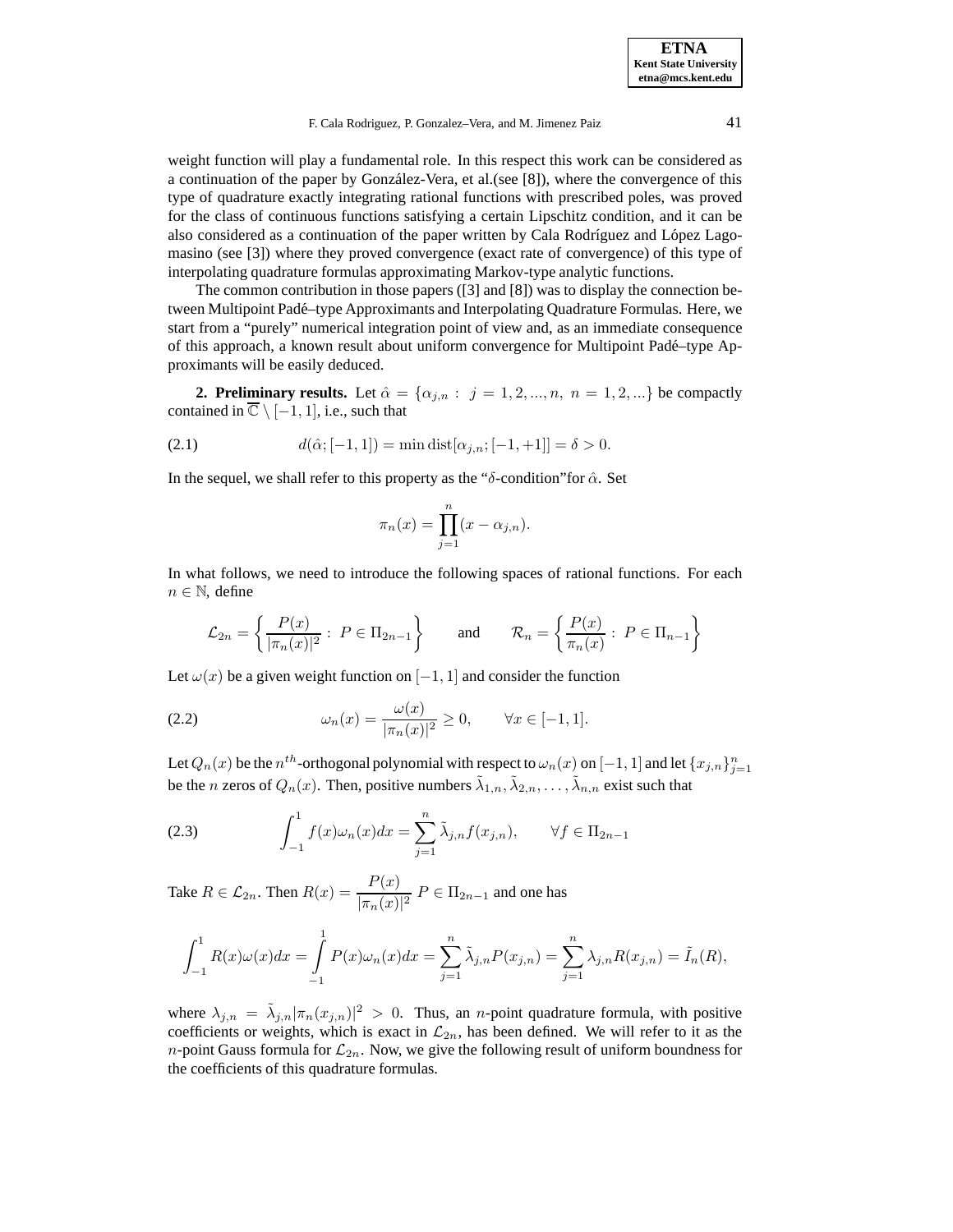weight function will play a fundamental role. In this respect this work can be considered as a continuation of the paper by González-Vera, et al.(see [8]), where the convergence of this type of quadrature exactly integrating rational functions with prescribed poles, was proved for the class of continuous functions satisfying a certain Lipschitz condition, and it can be also considered as a continuation of the paper written by Cala Rodríguez and López Lagomasino (see [3]) where they proved convergence (exact rate of convergence) of this type of interpolating quadrature formulas approximating Markov-type analytic functions.

The common contribution in those papers ([3] and [8]) was to display the connection between Multipoint Padé–type Approximants and Interpolating Quadrature Formulas. Here, we start from a "purely" numerical integration point of view and, as an immediate consequence of this approach, a known result about uniform convergence for Multipoint Padé–type Approximants will be easily deduced.

**2. Preliminary results.** Let $\hat{\alpha} = \{\alpha_{j,n} : \ j = 1, 2, ..., n, \ n = 1, 2, ...\}$ be compactly contained in $\overline{\mathbb{C}} \setminus [-1, 1]$, i.e., such that

$$d(\hat{\alpha}; [-1, 1]) = \min \operatorname{dist}[\alpha_{j,n}; [-1, +1]] = \delta > 0. \tag{2.1}$$

In the sequel, we shall refer to this property as the "$\delta$-condition"for $\hat{\alpha}$. Set

$$\pi_n(x) = \prod_{j=1}^{n} (x - \alpha_{j,n}).$$

In what follows, we need to introduce the following spaces of rational functions. For each $n \in \mathbb{N}$, define

$$\mathcal{L}_{2n} = \left\{ \frac{P(x)}{|\pi_n(x)|^2} : \ P \in \Pi_{2n-1} \right\} \qquad \text{and} \qquad \mathcal{R}_n = \left\{ \frac{P(x)}{\pi_n(x)} : \ P \in \Pi_{n-1} \right\}$$

Let $\omega(x)$ be a given weight function on $[-1, 1]$ and consider the function

$$\omega_n(x) = \frac{\omega(x)}{|\pi_n(x)|^2} \geq 0, \qquad \forall x \in [-1, 1]. \tag{2.2}$$

Let $Q_n(x)$ be the $n^{th}$-orthogonal polynomial with respect to $\omega_n(x)$ on $[-1, 1]$ and let $\{x_{j,n}\}_{j=1}^{n}$ be the $n$ zeros of $Q_n(x)$. Then, positive numbers $\tilde{\lambda}_{1,n}, \tilde{\lambda}_{2,n}, \ldots, \tilde{\lambda}_{n,n}$ exist such that

$$\int_{-1}^{1} f(x)\omega_n(x)dx = \sum_{j=1}^{n} \tilde{\lambda}_{j,n} f(x_{j,n}), \qquad \forall f \in \Pi_{2n-1} \tag{2.3}$$

Take $R \in \mathcal{L}_{2n}$. Then $R(x) = \dfrac{P(x)}{|\pi_n(x)|^2}$ $P \in \Pi_{2n-1}$ and one has

$$\int_{-1}^{1} R(x)\omega(x)dx = \int_{-1}^{1} P(x)\omega_n(x)dx = \sum_{j=1}^{n} \tilde{\lambda}_{j,n} P(x_{j,n}) = \sum_{j=1}^{n} \lambda_{j,n} R(x_{j,n}) = \tilde{I}_n(R),$$

where $\lambda_{j,n} = \tilde{\lambda}_{j,n}|\pi_n(x_{j,n})|^2 > 0$. Thus, an $n$-point quadrature formula, with positive coefficients or weights, which is exact in $\mathcal{L}_{2n}$, has been defined. We will refer to it as the $n$-point Gauss formula for $\mathcal{L}_{2n}$. Now, we give the following result of uniform boundness for the coefficients of this quadrature formulas.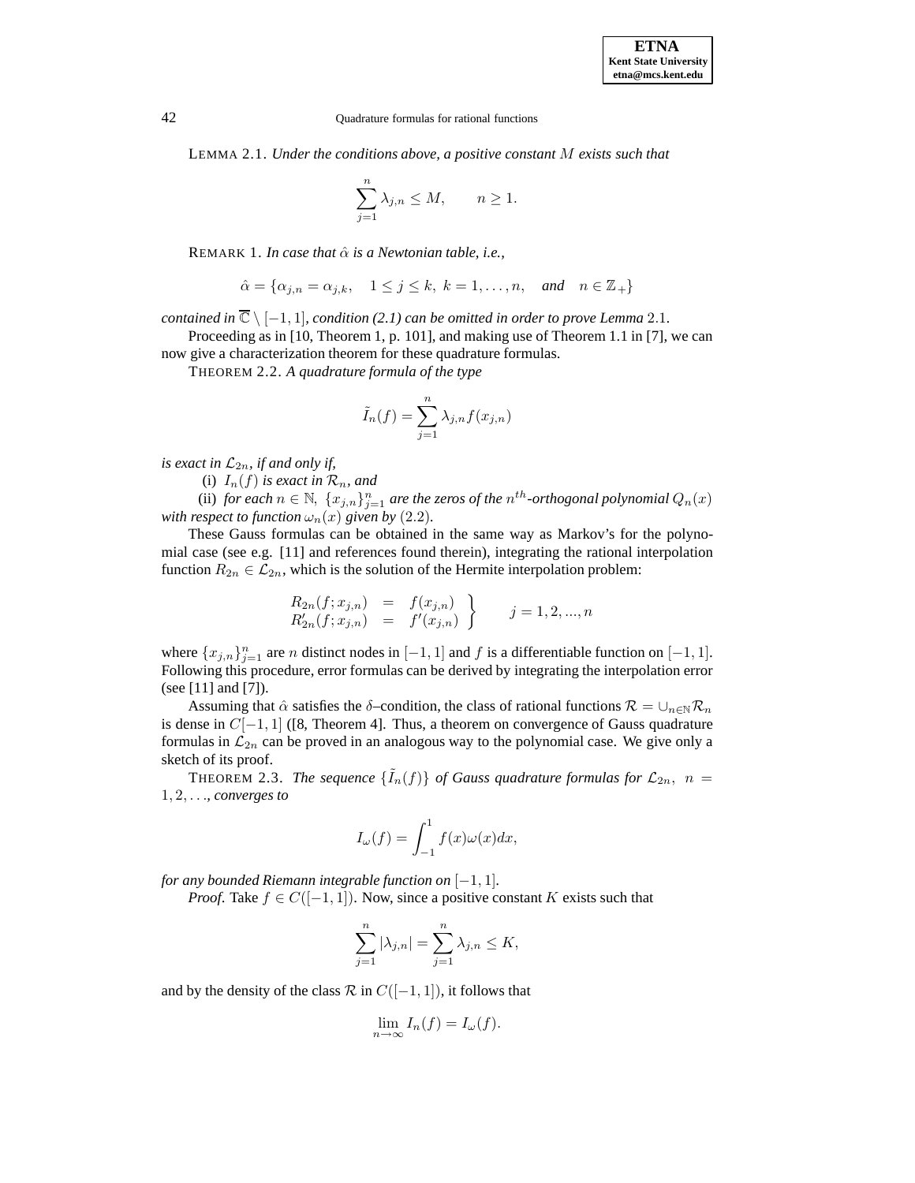LEMMA 2.1. *Under the conditions above, a positive constant $M$ exists such that*

$$\sum_{j=1}^{n} \lambda_{j,n} \leq M, \qquad n \geq 1.$$

REMARK 1. *In case that $\hat{\alpha}$ is a Newtonian table, i.e.,*

$$\hat{\alpha} = \{\alpha_{j,n} = \alpha_{j,k}, \quad 1 \leq j \leq k, \ k = 1, \ldots, n, \quad \textit{and} \quad n \in \mathbb{Z}_+\}$$

*contained in $\overline{\mathbb{C}} \setminus [-1, 1]$, condition (2.1) can be omitted in order to prove Lemma 2.1.*

Proceeding as in [10, Theorem 1, p. 101], and making use of Theorem 1.1 in [7], we can now give a characterization theorem for these quadrature formulas.

THEOREM 2.2. *A quadrature formula of the type*

$$\tilde{I}_n(f) = \sum_{j=1}^{n} \lambda_{j,n} f(x_{j,n})$$

*is exact in $\mathcal{L}_{2n}$, if and only if,*

(i) *$I_n(f)$ is exact in $\mathcal{R}_n$, and*

(ii) *for each $n \in \mathbb{N}$, $\{x_{j,n}\}_{j=1}^{n}$ are the zeros of the $n^{th}$-orthogonal polynomial $Q_n(x)$ with respect to function $\omega_n(x)$ given by $(2.2)$.*

These Gauss formulas can be obtained in the same way as Markov's for the polynomial case (see e.g. [11] and references found therein), integrating the rational interpolation function $R_{2n} \in \mathcal{L}_{2n}$, which is the solution of the Hermite interpolation problem:

$$\left.\begin{array}{rcl} R_{2n}(f; x_{j,n}) & = & f(x_{j,n}) \\ R'_{2n}(f; x_{j,n}) & = & f'(x_{j,n}) \end{array}\right\} \qquad j = 1, 2, ..., n$$

where $\{x_{j,n}\}_{j=1}^{n}$ are $n$ distinct nodes in $[-1, 1]$ and $f$ is a differentiable function on $[-1, 1]$. Following this procedure, error formulas can be derived by integrating the interpolation error (see [11] and [7]).

Assuming that $\hat{\alpha}$ satisfies the $\delta$–condition, the class of rational functions $\mathcal{R} = \cup_{n \in \mathbb{N}} \mathcal{R}_n$ is dense in $C[-1, 1]$ ([8, Theorem 4]. Thus, a theorem on convergence of Gauss quadrature formulas in $\mathcal{L}_{2n}$ can be proved in an analogous way to the polynomial case. We give only a sketch of its proof.

THEOREM 2.3. *The sequence $\{\tilde{I}_n(f)\}$ of Gauss quadrature formulas for $\mathcal{L}_{2n}$, $n = 1, 2, \ldots$, converges to*

$$I_\omega(f) = \int_{-1}^{1} f(x)\omega(x)dx,$$

*for any bounded Riemann integrable function on $[-1, 1]$.*

*Proof.* Take $f \in C([-1, 1])$. Now, since a positive constant $K$ exists such that

$$\sum_{j=1}^{n} |\lambda_{j,n}| = \sum_{j=1}^{n} \lambda_{j,n} \leq K,$$

and by the density of the class $\mathcal{R}$ in $C([-1, 1])$, it follows that

$$\lim_{n \to \infty} I_n(f) = I_\omega(f).$$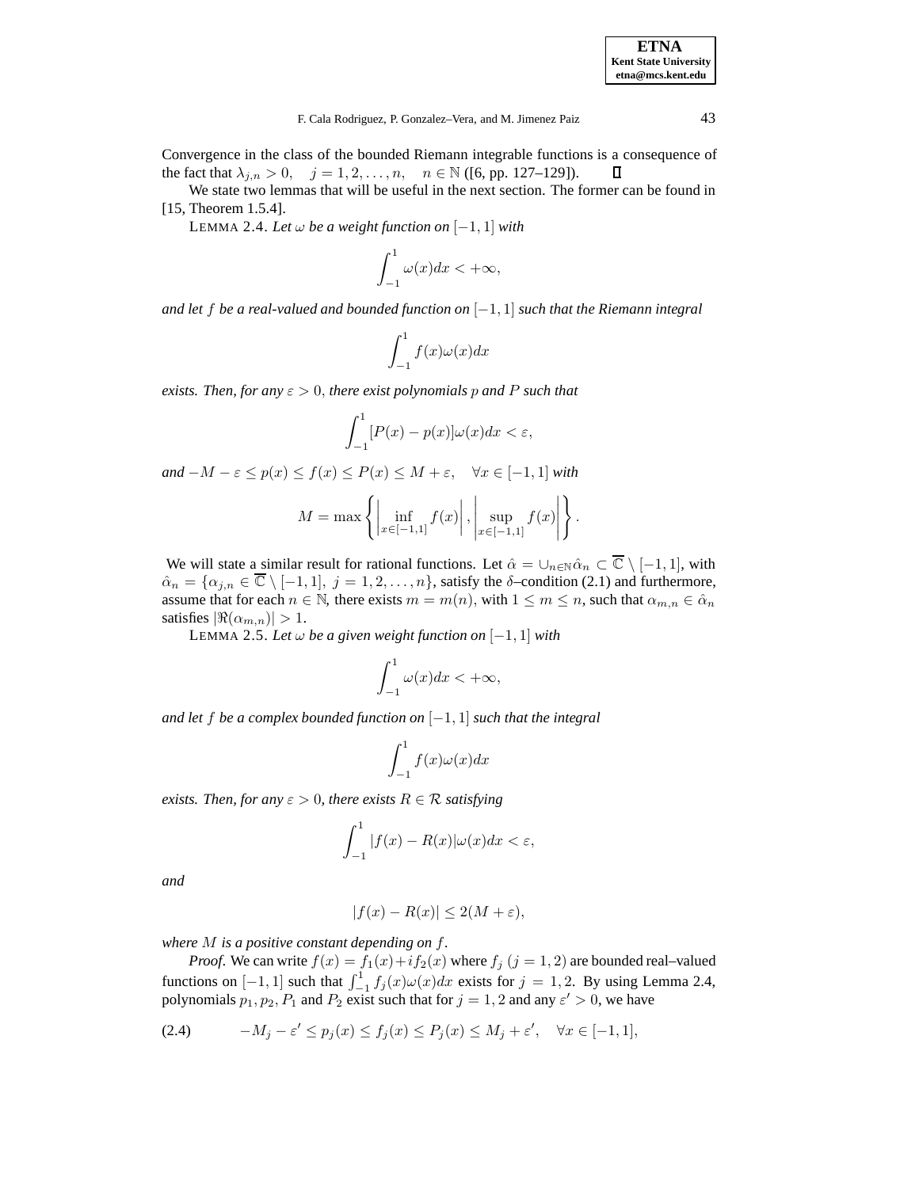Convergence in the class of the bounded Riemann integrable functions is a consequence of the fact that $\lambda_{j,n} > 0, \quad j = 1, 2, \ldots, n, \quad n \in \mathbb{N}$ ([6, pp. 127–129]). ∎

We state two lemmas that will be useful in the next section. The former can be found in [15, Theorem 1.5.4].

LEMMA 2.4. *Let $\omega$ be a weight function on $[-1, 1]$ with*

$$\int_{-1}^{1} \omega(x)dx < +\infty,$$

*and let $f$ be a real-valued and bounded function on $[-1, 1]$ such that the Riemann integral*

$$\int_{-1}^{1} f(x)\omega(x)dx$$

*exists. Then, for any $\varepsilon > 0$, there exist polynomials $p$ and $P$ such that*

$$\int_{-1}^{1} [P(x) - p(x)]\omega(x)dx < \varepsilon,$$

*and* $-M - \varepsilon \leq p(x) \leq f(x) \leq P(x) \leq M + \varepsilon, \quad \forall x \in [-1, 1]$ *with*

$$M = \max \left\{ \left| \inf_{x \in [-1,1]} f(x) \right|, \left| \sup_{x \in [-1,1]} f(x) \right| \right\}.$$

We will state a similar result for rational functions. Let $\hat{\alpha} = \cup_{n \in \mathbb{N}} \hat{\alpha}_n \subset \overline{\mathbb{C}} \setminus [-1, 1]$, with $\hat{\alpha}_n = \{\alpha_{j,n} \in \overline{\mathbb{C}} \setminus [-1, 1], \ j = 1, 2, \ldots, n\}$, satisfy the $\delta$–condition (2.1) and furthermore, assume that for each $n \in \mathbb{N}$, there exists $m = m(n)$, with $1 \leq m \leq n$, such that $\alpha_{m,n} \in \hat{\alpha}_n$ satisfies $|\Re(\alpha_{m,n})| > 1$.

LEMMA 2.5. *Let $\omega$ be a given weight function on $[-1, 1]$ with*

$$\int_{-1}^{1} \omega(x)dx < +\infty,$$

*and let $f$ be a complex bounded function on $[-1, 1]$ such that the integral*

$$\int_{-1}^{1} f(x)\omega(x)dx$$

*exists. Then, for any $\varepsilon > 0$, there exists $R \in \mathcal{R}$ satisfying*

$$\int_{-1}^{1} |f(x) - R(x)|\omega(x)dx < \varepsilon,$$

*and*

$$|f(x) - R(x)| \leq 2(M + \varepsilon),$$

*where $M$ is a positive constant depending on $f$.*

*Proof.* We can write $f(x) = f_1(x) + i f_2(x)$ where $f_j \ (j = 1, 2)$ are bounded real–valued functions on $[-1, 1]$ such that $\int_{-1}^{1} f_j(x)\omega(x)dx$ exists for $j = 1, 2$. By using Lemma 2.4, polynomials $p_1, p_2, P_1$ and $P_2$ exist such that for $j = 1, 2$ and any $\varepsilon' > 0$, we have

$$-M_j - \varepsilon' \leq p_j(x) \leq f_j(x) \leq P_j(x) \leq M_j + \varepsilon', \quad \forall x \in [-1, 1], \tag{2.4}$$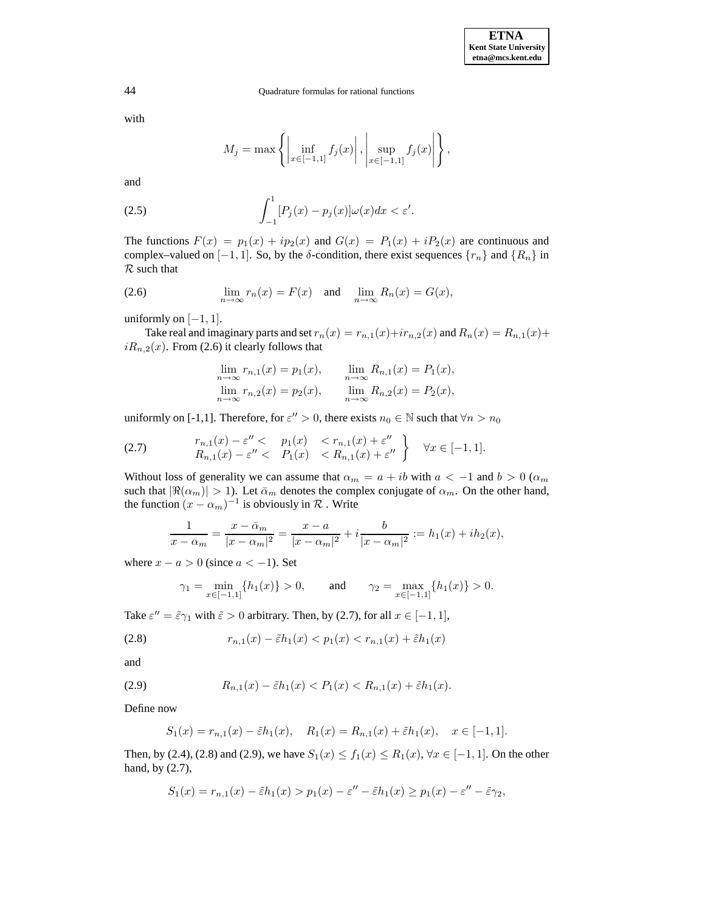with

$$M_j = \max\left\{ \left| \inf_{x\in[-1,1]} f_j(x) \right|, \left| \sup_{x\in[-1,1]} f_j(x) \right| \right\},$$

and

$$\int_{-1}^{1} [P_j(x) - p_j(x)]\omega(x)dx < \varepsilon'. \tag{2.5}$$

The functions $F(x) = p_1(x) + ip_2(x)$ and $G(x) = P_1(x) + iP_2(x)$ are continuous and complex–valued on $[-1,1]$. So, by the $\delta$-condition, there exist sequences $\{r_n\}$ and $\{R_n\}$ in $\mathcal{R}$ such that

$$\lim_{n\to\infty} r_n(x) = F(x) \quad \text{and} \quad \lim_{n\to\infty} R_n(x) = G(x), \tag{2.6}$$

uniformly on $[-1,1]$.

Take real and imaginary parts and set $r_n(x) = r_{n,1}(x) + ir_{n,2}(x)$ and $R_n(x) = R_{n,1}(x) + iR_{n,2}(x)$. From (2.6) it clearly follows that

$$\begin{aligned}
\lim_{n\to\infty} r_{n,1}(x) &= p_1(x), \qquad \lim_{n\to\infty} R_{n,1}(x) = P_1(x),\\
\lim_{n\to\infty} r_{n,2}(x) &= p_2(x), \qquad \lim_{n\to\infty} R_{n,2}(x) = P_2(x),
\end{aligned}$$

uniformly on [-1,1]. Therefore, for $\varepsilon'' > 0$, there exists $n_0 \in \mathbb{N}$ such that $\forall n > n_0$

$$\left.\begin{array}{rcl}
r_{n,1}(x) - \varepsilon'' < & p_1(x) & < r_{n,1}(x) + \varepsilon''\\
R_{n,1}(x) - \varepsilon'' < & P_1(x) & < R_{n,1}(x) + \varepsilon''
\end{array}\right\} \quad \forall x \in [-1,1]. \tag{2.7}$$

Without loss of generality we can assume that $\alpha_m = a + ib$ with $a < -1$ and $b > 0$ ($\alpha_m$ such that $|\Re(\alpha_m)| > 1$). Let $\bar{\alpha}_m$ denotes the complex conjugate of $\alpha_m$. On the other hand, the function $(x - \alpha_m)^{-1}$ is obviously in $\mathcal{R}$ . Write

$$\frac{1}{x - \alpha_m} = \frac{x - \bar{\alpha}_m}{|x - \alpha_m|^2} = \frac{x - a}{|x - \alpha_m|^2} + i\frac{b}{|x - \alpha_m|^2} := h_1(x) + ih_2(x),$$

where $x - a > 0$ (since $a < -1$). Set

$$\gamma_1 = \min_{x\in[-1,1]}\{h_1(x)\} > 0, \qquad \text{and} \qquad \gamma_2 = \max_{x\in[-1,1]}\{h_1(x)\} > 0.$$

Take $\varepsilon'' = \tilde{\varepsilon}\gamma_1$ with $\tilde{\varepsilon} > 0$ arbitrary. Then, by (2.7), for all $x \in [-1,1]$,

$$r_{n,1}(x) - \tilde{\varepsilon}h_1(x) < p_1(x) < r_{n,1}(x) + \tilde{\varepsilon}h_1(x) \tag{2.8}$$

and

$$R_{n,1}(x) - \tilde{\varepsilon}h_1(x) < P_1(x) < R_{n,1}(x) + \tilde{\varepsilon}h_1(x). \tag{2.9}$$

Define now

$$S_1(x) = r_{n,1}(x) - \tilde{\varepsilon}h_1(x), \quad R_1(x) = R_{n,1}(x) + \tilde{\varepsilon}h_1(x), \quad x \in [-1,1].$$

Then, by (2.4), (2.8) and (2.9), we have $S_1(x) \leq f_1(x) \leq R_1(x)$, $\forall x \in [-1,1]$. On the other hand, by (2.7),

$$S_1(x) = r_{n,1}(x) - \tilde{\varepsilon}h_1(x) > p_1(x) - \varepsilon'' - \tilde{\varepsilon}h_1(x) \geq p_1(x) - \varepsilon'' - \tilde{\varepsilon}\gamma_2,$$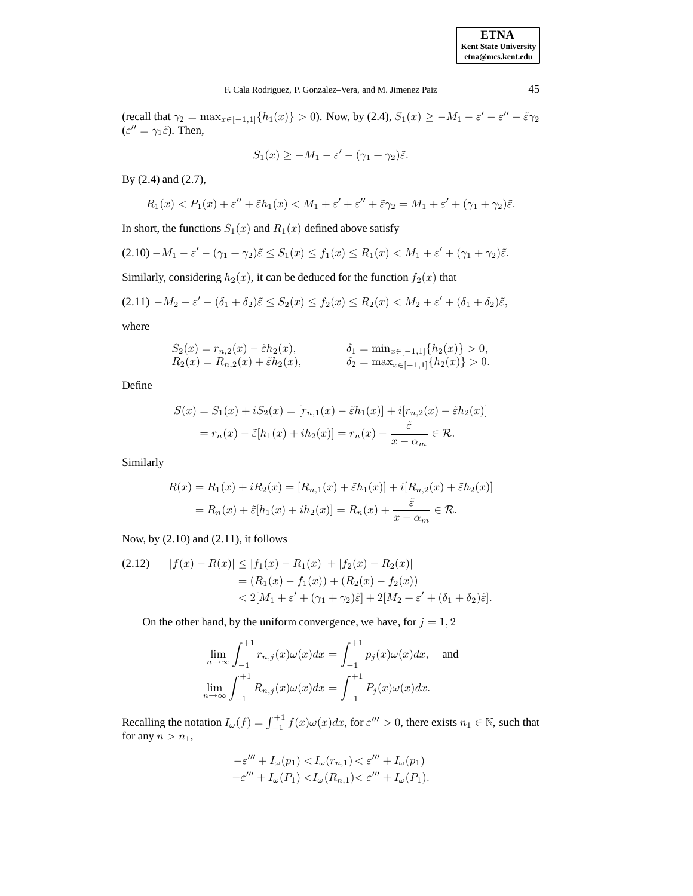(recall that $\gamma_2 = \max_{x\in[-1,1]}\{h_1(x)\} > 0$). Now, by (2.4), $S_1(x) \geq -M_1 - \varepsilon' - \varepsilon'' - \tilde{\varepsilon}\gamma_2$ ($\varepsilon'' = \gamma_1\tilde{\varepsilon}$). Then,

$$S_1(x) \geq -M_1 - \varepsilon' - (\gamma_1 + \gamma_2)\tilde{\varepsilon}.$$

By (2.4) and (2.7),

$$R_1(x) < P_1(x) + \varepsilon'' + \tilde{\varepsilon}h_1(x) < M_1 + \varepsilon' + \varepsilon'' + \tilde{\varepsilon}\gamma_2 = M_1 + \varepsilon' + (\gamma_1 + \gamma_2)\tilde{\varepsilon}.$$

In short, the functions $S_1(x)$ and $R_1(x)$ defined above satisfy

$$\text{(2.10)} \quad -M_1 - \varepsilon' - (\gamma_1 + \gamma_2)\tilde{\varepsilon} \leq S_1(x) \leq f_1(x) \leq R_1(x) < M_1 + \varepsilon' + (\gamma_1 + \gamma_2)\tilde{\varepsilon}.$$

Similarly, considering $h_2(x)$, it can be deduced for the function $f_2(x)$ that

$$\text{(2.11)} \quad -M_2 - \varepsilon' - (\delta_1 + \delta_2)\tilde{\varepsilon} \leq S_2(x) \leq f_2(x) \leq R_2(x) < M_2 + \varepsilon' + (\delta_1 + \delta_2)\tilde{\varepsilon},$$

where

$$\begin{aligned} S_2(x) &= r_{n,2}(x) - \tilde{\varepsilon}h_2(x), \qquad & \delta_1 &= \min_{x\in[-1,1]}\{h_2(x)\} > 0, \\ R_2(x) &= R_{n,2}(x) + \tilde{\varepsilon}h_2(x), \qquad & \delta_2 &= \max_{x\in[-1,1]}\{h_2(x)\} > 0. \end{aligned}$$

Define

$$\begin{aligned} S(x) = S_1(x) + iS_2(x) &= [r_{n,1}(x) - \tilde{\varepsilon}h_1(x)] + i[r_{n,2}(x) - \tilde{\varepsilon}h_2(x)] \\ &= r_n(x) - \tilde{\varepsilon}[h_1(x) + ih_2(x)] = r_n(x) - \frac{\tilde{\varepsilon}}{x - \alpha_m} \in \mathcal{R}. \end{aligned}$$

Similarly

$$\begin{aligned} R(x) = R_1(x) + iR_2(x) &= [R_{n,1}(x) + \tilde{\varepsilon}h_1(x)] + i[R_{n,2}(x) + \tilde{\varepsilon}h_2(x)] \\ &= R_n(x) + \tilde{\varepsilon}[h_1(x) + ih_2(x)] = R_n(x) + \frac{\tilde{\varepsilon}}{x - \alpha_m} \in \mathcal{R}. \end{aligned}$$

Now, by (2.10) and (2.11), it follows

$$\text{(2.12)} \qquad \begin{aligned} |f(x) - R(x)| &\leq |f_1(x) - R_1(x)| + |f_2(x) - R_2(x)| \\ &= (R_1(x) - f_1(x)) + (R_2(x) - f_2(x)) \\ &< 2[M_1 + \varepsilon' + (\gamma_1 + \gamma_2)\tilde{\varepsilon}] + 2[M_2 + \varepsilon' + (\delta_1 + \delta_2)\tilde{\varepsilon}]. \end{aligned}$$

On the other hand, by the uniform convergence, we have, for $j = 1, 2$

$$\lim_{n\to\infty} \int_{-1}^{+1} r_{n,j}(x)\omega(x)dx = \int_{-1}^{+1} p_j(x)\omega(x)dx, \quad \text{and}$$
$$\lim_{n\to\infty} \int_{-1}^{+1} R_{n,j}(x)\omega(x)dx = \int_{-1}^{+1} P_j(x)\omega(x)dx.$$

Recalling the notation $I_\omega(f) = \int_{-1}^{+1} f(x)\omega(x)dx$, for $\varepsilon''' > 0$, there exists $n_1 \in \mathbb{N}$, such that for any $n > n_1$,

$$\begin{aligned} -\varepsilon''' + I_\omega(p_1) < I_\omega(r_{n,1}) < \varepsilon''' + I_\omega(p_1) \\ -\varepsilon''' + I_\omega(P_1) < I_\omega(R_{n,1}) < \varepsilon''' + I_\omega(P_1). \end{aligned}$$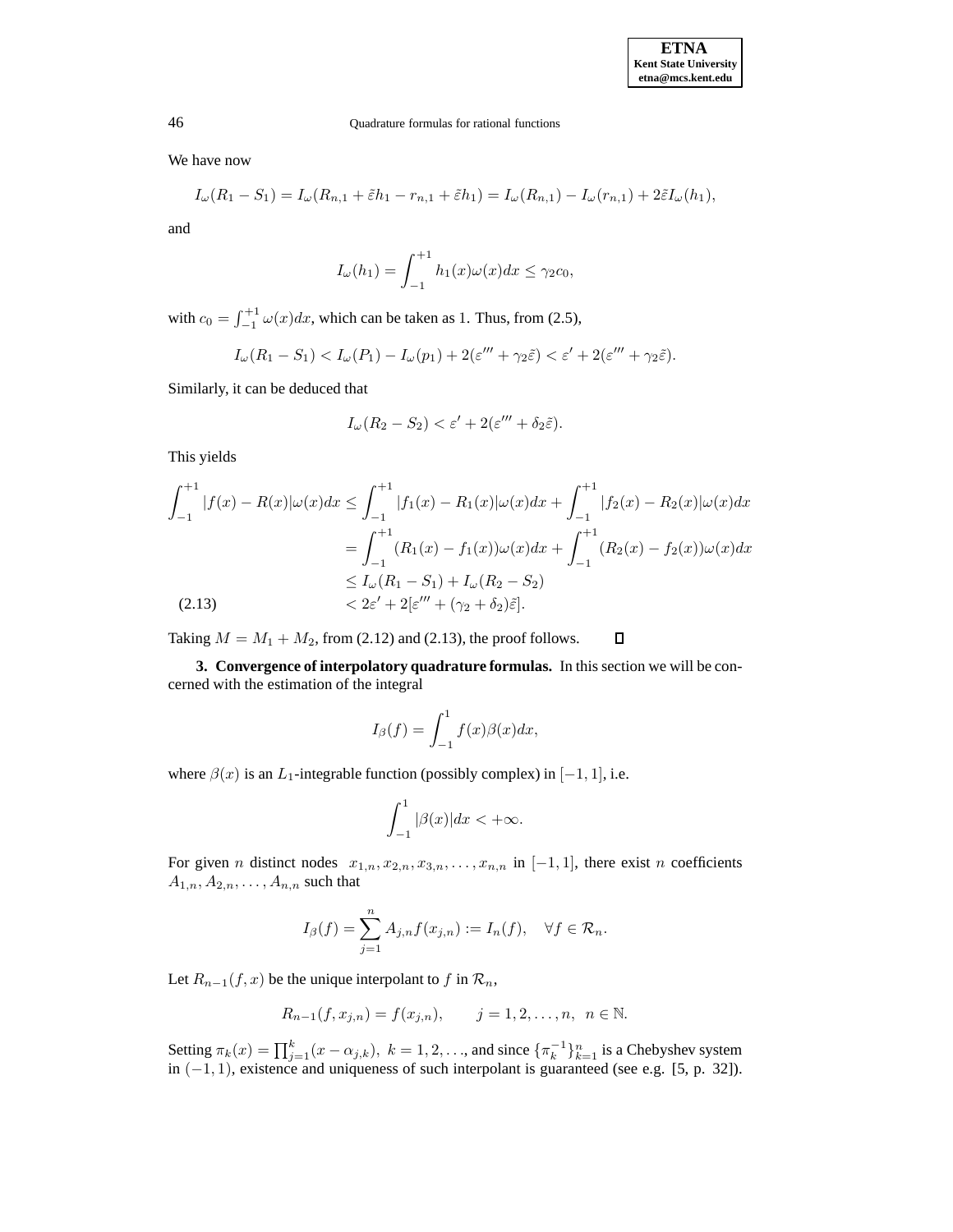We have now

$$I_\omega(R_1 - S_1) = I_\omega(R_{n,1} + \tilde{\varepsilon}h_1 - r_{n,1} + \tilde{\varepsilon}h_1) = I_\omega(R_{n,1}) - I_\omega(r_{n,1}) + 2\tilde{\varepsilon}I_\omega(h_1),$$

and

$$I_\omega(h_1) = \int_{-1}^{+1} h_1(x)\omega(x)dx \le \gamma_2 c_0,$$

with $c_0 = \int_{-1}^{+1} \omega(x)dx$, which can be taken as 1. Thus, from (2.5),

$$I_\omega(R_1 - S_1) < I_\omega(P_1) - I_\omega(p_1) + 2(\varepsilon''' + \gamma_2\tilde{\varepsilon}) < \varepsilon' + 2(\varepsilon''' + \gamma_2\tilde{\varepsilon}).$$

Similarly, it can be deduced that

$$I_\omega(R_2 - S_2) < \varepsilon' + 2(\varepsilon''' + \delta_2\tilde{\varepsilon}).$$

This yields

$$\begin{aligned}
\int_{-1}^{+1} |f(x) - R(x)|\omega(x)dx &\le \int_{-1}^{+1} |f_1(x) - R_1(x)|\omega(x)dx + \int_{-1}^{+1} |f_2(x) - R_2(x)|\omega(x)dx \\
&= \int_{-1}^{+1} (R_1(x) - f_1(x))\omega(x)dx + \int_{-1}^{+1} (R_2(x) - f_2(x))\omega(x)dx \\
&\le I_\omega(R_1 - S_1) + I_\omega(R_2 - S_2) \\
&< 2\varepsilon' + 2[\varepsilon''' + (\gamma_2 + \delta_2)\tilde{\varepsilon}]. \qquad (2.13)
\end{aligned}$$

Taking $M = M_1 + M_2$, from (2.12) and (2.13), the proof follows. □

**3. Convergence of interpolatory quadrature formulas.** In this section we will be concerned with the estimation of the integral

$$I_\beta(f) = \int_{-1}^{1} f(x)\beta(x)dx,$$

where $\beta(x)$ is an $L_1$-integrable function (possibly complex) in $[-1, 1]$, i.e.

$$\int_{-1}^{1} |\beta(x)|dx < +\infty.$$

For given $n$ distinct nodes $x_{1,n}, x_{2,n}, x_{3,n}, \ldots, x_{n,n}$ in $[-1, 1]$, there exist $n$ coefficients $A_{1,n}, A_{2,n}, \ldots, A_{n,n}$ such that

$$I_\beta(f) = \sum_{j=1}^{n} A_{j,n} f(x_{j,n}) := I_n(f), \quad \forall f \in \mathcal{R}_n.$$

Let $R_{n-1}(f, x)$ be the unique interpolant to $f$ in $\mathcal{R}_n$,

$$R_{n-1}(f, x_{j,n}) = f(x_{j,n}), \qquad j = 1, 2, \ldots, n, \;\; n \in \mathbb{N}.$$

Setting $\pi_k(x) = \prod_{j=1}^{k}(x - \alpha_{j,k}),\; k = 1, 2, \ldots$, and since $\{\pi_k^{-1}\}_{k=1}^{n}$ is a Chebyshev system in $(-1, 1)$, existence and uniqueness of such interpolant is guaranteed (see e.g. [5, p. 32]).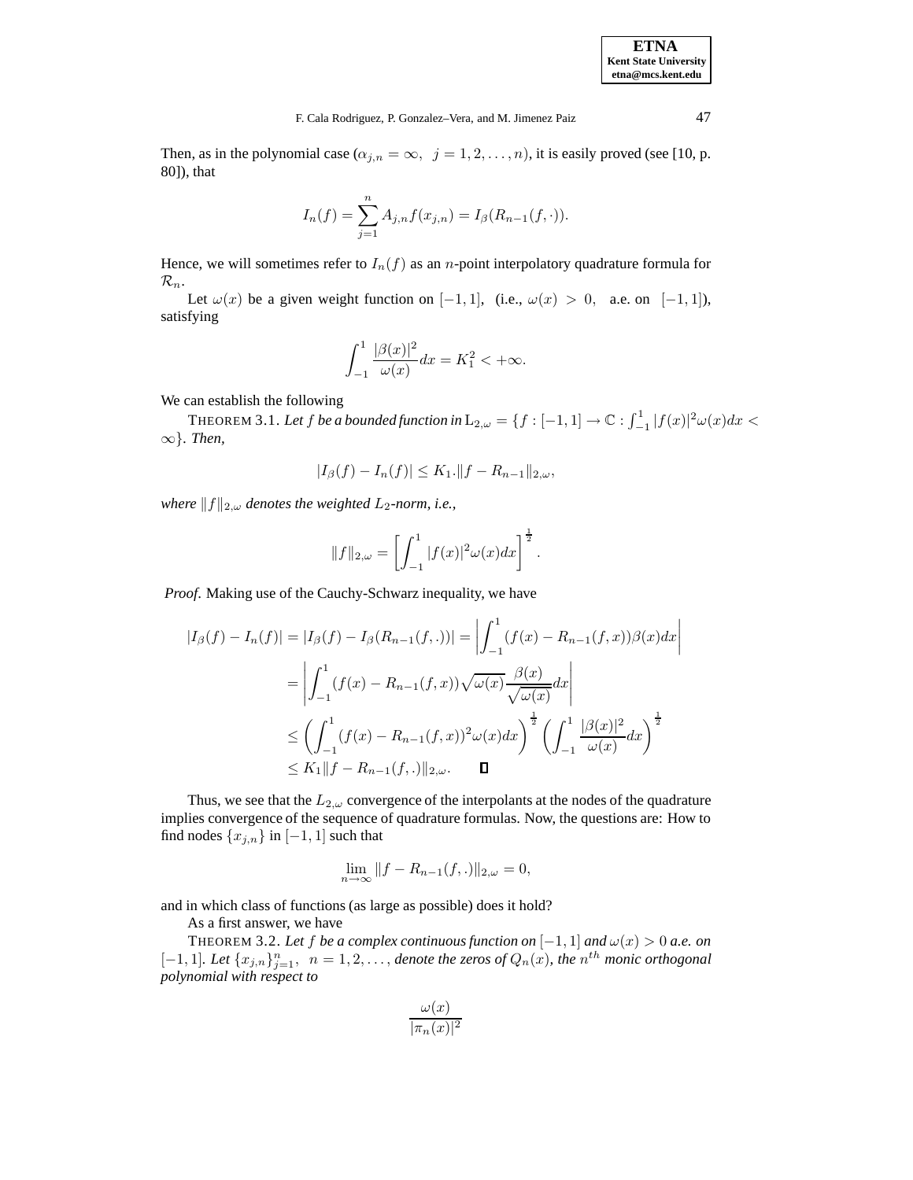Then, as in the polynomial case ($\alpha_{j,n} = \infty,\ \ j = 1, 2, \ldots, n$), it is easily proved (see [10, p. 80]), that

$$I_n(f) = \sum_{j=1}^{n} A_{j,n} f(x_{j,n}) = I_\beta(R_{n-1}(f, \cdot)).$$

Hence, we will sometimes refer to $I_n(f)$ as an $n$-point interpolatory quadrature formula for $\mathcal{R}_n$.

Let $\omega(x)$ be a given weight function on $[-1, 1]$, (i.e., $\omega(x) > 0$, a.e. on $[-1, 1]$), satisfying

$$\int_{-1}^{1} \frac{|\beta(x)|^2}{\omega(x)} dx = K_1^2 < +\infty.$$

We can establish the following

THEOREM 3.1. *Let $f$ be a bounded function in $\mathrm{L}_{2,\omega} = \{f : [-1, 1] \to \mathbb{C} : \int_{-1}^{1} |f(x)|^2 \omega(x) dx < \infty\}$. Then,*

$$|I_\beta(f) - I_n(f)| \leq K_1 . \|f - R_{n-1}\|_{2,\omega},$$

*where $\|f\|_{2,\omega}$ denotes the weighted $L_2$-norm, i.e.,*

$$\|f\|_{2,\omega} = \left[\int_{-1}^{1} |f(x)|^2 \omega(x) dx\right]^{\frac{1}{2}}.$$

*Proof.* Making use of the Cauchy-Schwarz inequality, we have

$$\begin{aligned}
|I_\beta(f) - I_n(f)| &= |I_\beta(f) - I_\beta(R_{n-1}(f, .))| = \left|\int_{-1}^{1} (f(x) - R_{n-1}(f, x))\beta(x) dx\right| \\
&= \left|\int_{-1}^{1} (f(x) - R_{n-1}(f, x))\sqrt{\omega(x)} \frac{\beta(x)}{\sqrt{\omega(x)}} dx\right| \\
&\leq \left(\int_{-1}^{1} (f(x) - R_{n-1}(f, x))^2 \omega(x) dx\right)^{\frac{1}{2}} \left(\int_{-1}^{1} \frac{|\beta(x)|^2}{\omega(x)} dx\right)^{\frac{1}{2}} \\
&\leq K_1 \|f - R_{n-1}(f, .)\|_{2,\omega}. \qquad \square
\end{aligned}$$

Thus, we see that the $L_{2,\omega}$ convergence of the interpolants at the nodes of the quadrature implies convergence of the sequence of quadrature formulas. Now, the questions are: How to find nodes $\{x_{j,n}\}$ in $[-1, 1]$ such that

$$\lim_{n \to \infty} \|f - R_{n-1}(f, .)\|_{2,\omega} = 0,$$

and in which class of functions (as large as possible) does it hold?

As a first answer, we have

THEOREM 3.2. *Let $f$ be a complex continuous function on $[-1, 1]$ and $\omega(x) > 0$ a.e. on $[-1, 1]$. Let $\{x_{j,n}\}_{j=1}^{n},\ \ n = 1, 2, \ldots$, denote the zeros of $Q_n(x)$, the $n^{th}$ monic orthogonal polynomial with respect to*

$$\frac{\omega(x)}{|\pi_n(x)|^2}$$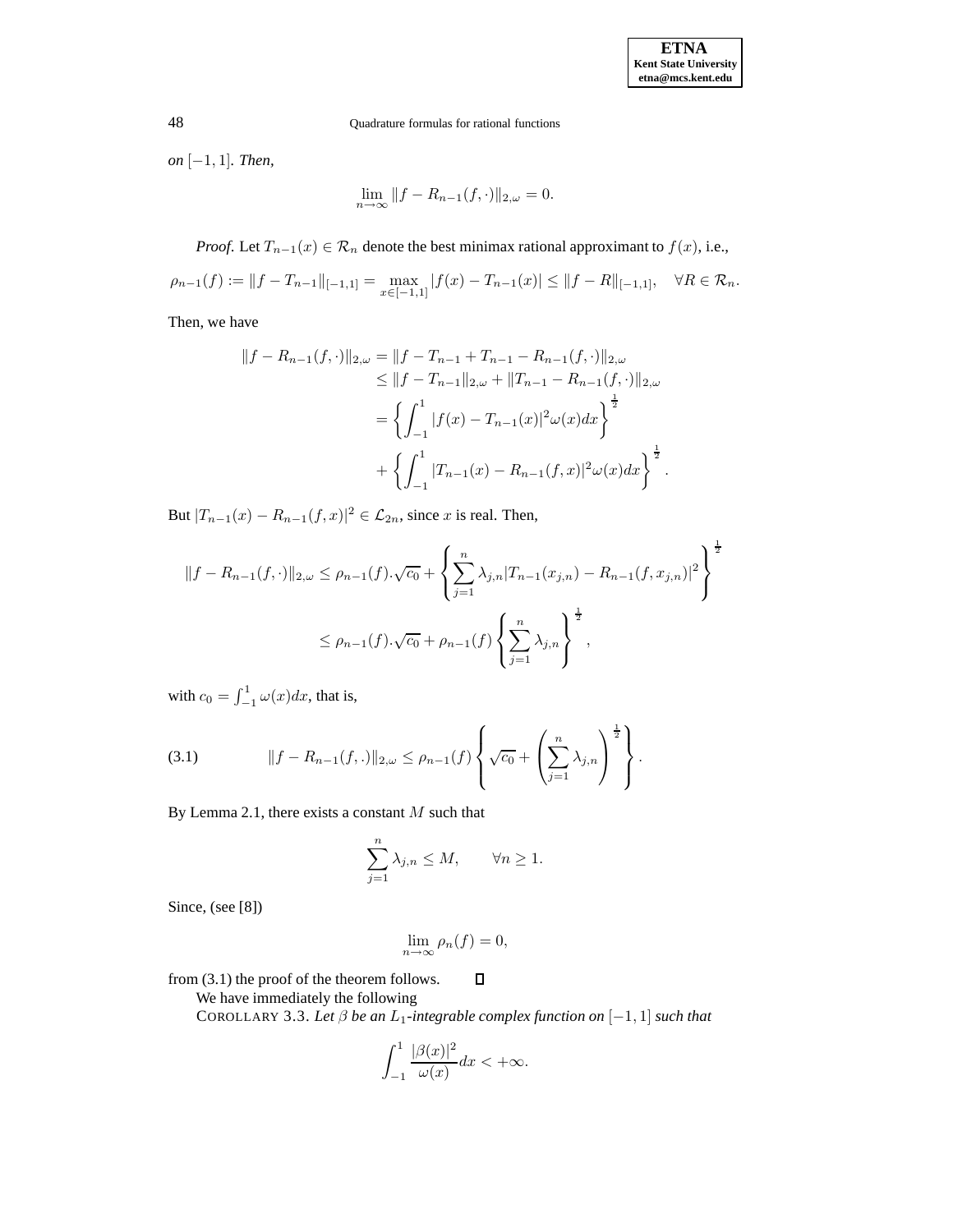*on* $[-1, 1]$. *Then,*

$$\lim_{n\to\infty} \|f - R_{n-1}(f, \cdot)\|_{2,\omega} = 0.$$

*Proof.* Let $T_{n-1}(x) \in \mathcal{R}_n$ denote the best minimax rational approximant to $f(x)$, i.e.,

$$\rho_{n-1}(f) := \|f - T_{n-1}\|_{[-1,1]} = \max_{x\in[-1,1]} |f(x) - T_{n-1}(x)| \le \|f - R\|_{[-1,1]}, \quad \forall R \in \mathcal{R}_n.$$

Then, we have

$$\begin{aligned}
\|f - R_{n-1}(f, \cdot)\|_{2,\omega} &= \|f - T_{n-1} + T_{n-1} - R_{n-1}(f, \cdot)\|_{2,\omega} \\
&\le \|f - T_{n-1}\|_{2,\omega} + \|T_{n-1} - R_{n-1}(f, \cdot)\|_{2,\omega} \\
&= \left\{ \int_{-1}^{1} |f(x) - T_{n-1}(x)|^2 \omega(x) dx \right\}^{\frac{1}{2}} \\
&\quad + \left\{ \int_{-1}^{1} |T_{n-1}(x) - R_{n-1}(f, x)|^2 \omega(x) dx \right\}^{\frac{1}{2}}.
\end{aligned}$$

But $|T_{n-1}(x) - R_{n-1}(f, x)|^2 \in \mathcal{L}_{2n}$, since $x$ is real. Then,

$$\begin{aligned}
\|f - R_{n-1}(f, \cdot)\|_{2,\omega} &\le \rho_{n-1}(f).\sqrt{c_0} + \left\{ \sum_{j=1}^{n} \lambda_{j,n} |T_{n-1}(x_{j,n}) - R_{n-1}(f, x_{j,n})|^2 \right\}^{\frac{1}{2}} \\
&\le \rho_{n-1}(f).\sqrt{c_0} + \rho_{n-1}(f) \left\{ \sum_{j=1}^{n} \lambda_{j,n} \right\}^{\frac{1}{2}},
\end{aligned}$$

with $c_0 = \int_{-1}^{1} \omega(x) dx$, that is,

$$\|f - R_{n-1}(f, .)\|_{2,\omega} \le \rho_{n-1}(f) \left\{ \sqrt{c_0} + \left( \sum_{j=1}^{n} \lambda_{j,n} \right)^{\frac{1}{2}} \right\}. \tag{3.1}$$

By Lemma 2.1, there exists a constant $M$ such that

$$\sum_{j=1}^{n} \lambda_{j,n} \le M, \qquad \forall n \ge 1.$$

Since, (see [8])

$$\lim_{n\to\infty} \rho_n(f) = 0,$$

from (3.1) the proof of the theorem follows. ∎

We have immediately the following

COROLLARY 3.3. *Let $\beta$ be an $L_1$-integrable complex function on $[-1, 1]$ such that*

$$\int_{-1}^{1} \frac{|\beta(x)|^2}{\omega(x)} dx < +\infty.$$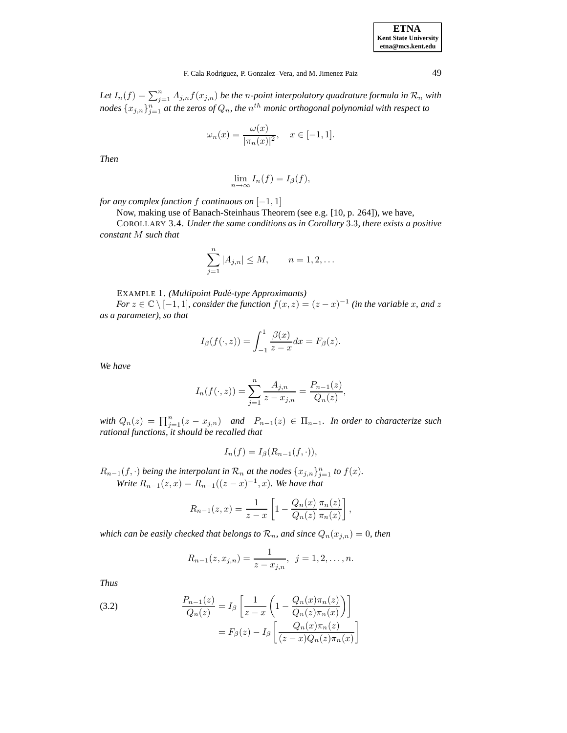*Let $I_n(f) = \sum_{j=1}^{n} A_{j,n} f(x_{j,n})$ be the $n$-point interpolatory quadrature formula in $\mathcal{R}_n$ with nodes $\{x_{j,n}\}_{j=1}^{n}$ at the zeros of $Q_n$, the $n^{th}$ monic orthogonal polynomial with respect to*

$$\omega_n(x) = \frac{\omega(x)}{|\pi_n(x)|^2}, \quad x \in [-1,1].$$

*Then*

$$\lim_{n\to\infty} I_n(f) = I_\beta(f),$$

*for any complex function $f$ continuous on $[-1,1]$*

Now, making use of Banach-Steinhaus Theorem (see e.g. [10, p. 264]), we have,

COROLLARY 3.4. *Under the same conditions as in Corollary 3.3, there exists a positive constant $M$ such that*

$$\sum_{j=1}^{n} |A_{j,n}| \leq M, \qquad n = 1, 2, \ldots$$

EXAMPLE 1. *(Multipoint Padé-type Approximants)*

*For $z \in \mathbb{C} \setminus [-1,1]$, consider the function $f(x,z) = (z-x)^{-1}$ (in the variable $x$, and $z$ as a parameter), so that*

$$I_\beta(f(\cdot,z)) = \int_{-1}^{1} \frac{\beta(x)}{z-x} dx = F_\beta(z).$$

*We have*

$$I_n(f(\cdot,z)) = \sum_{j=1}^{n} \frac{A_{j,n}}{z - x_{j,n}} = \frac{P_{n-1}(z)}{Q_n(z)},$$

*with $Q_n(z) = \prod_{j=1}^{n}(z - x_{j,n})$ and $P_{n-1}(z) \in \Pi_{n-1}$. In order to characterize such rational functions, it should be recalled that*

$$I_n(f) = I_\beta(R_{n-1}(f,\cdot)),$$

*$R_{n-1}(f,\cdot)$ being the interpolant in $\mathcal{R}_n$ at the nodes $\{x_{j,n}\}_{j=1}^{n}$ to $f(x)$.*

*Write $R_{n-1}(z,x) = R_{n-1}((z-x)^{-1}, x)$. We have that*

$$R_{n-1}(z,x) = \frac{1}{z-x}\left[1 - \frac{Q_n(x)}{Q_n(z)}\frac{\pi_n(z)}{\pi_n(x)}\right],$$

*which can be easily checked that belongs to $\mathcal{R}_n$, and since $Q_n(x_{j,n}) = 0$, then*

$$R_{n-1}(z, x_{j,n}) = \frac{1}{z - x_{j,n}}, \ \ j = 1, 2, \ldots, n.$$

*Thus*

$$\begin{aligned} \frac{P_{n-1}(z)}{Q_n(z)} &= I_\beta\left[\frac{1}{z-x}\left(1 - \frac{Q_n(x)\pi_n(z)}{Q_n(z)\pi_n(x)}\right)\right] \\ &= F_\beta(z) - I_\beta\left[\frac{Q_n(x)\pi_n(z)}{(z-x)Q_n(z)\pi_n(x)}\right] \end{aligned} \tag{3.2}$$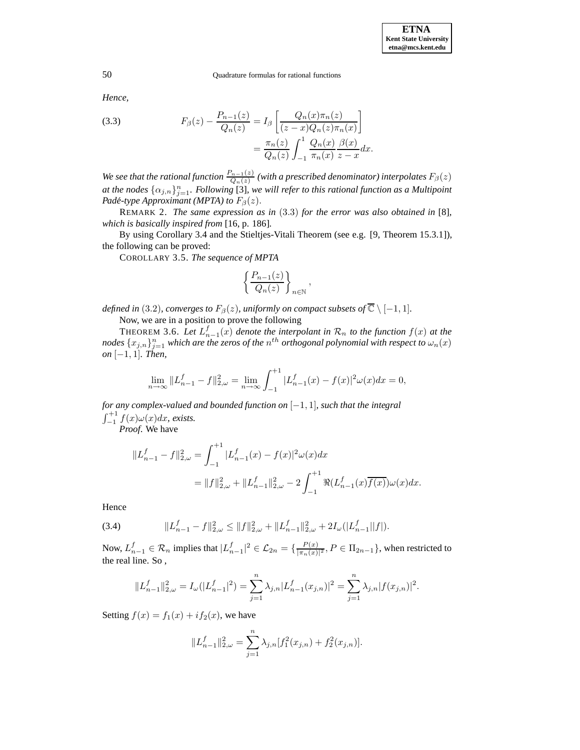*Hence,*

$$F_\beta(z) - \frac{P_{n-1}(z)}{Q_n(z)} = I_\beta\left[\frac{Q_n(x)\pi_n(z)}{(z-x)Q_n(z)\pi_n(x)}\right] = \frac{\pi_n(z)}{Q_n(z)}\int_{-1}^{1}\frac{Q_n(x)}{\pi_n(x)}\frac{\beta(x)}{z-x}dx. \tag{3.3}$$

*We see that the rational function $\frac{P_{n-1}(z)}{Q_n(z)}$ (with a prescribed denominator) interpolates $F_\beta(z)$ at the nodes $\{\alpha_{j,n}\}_{j=1}^n$. Following* [3], *we will refer to this rational function as a Multipoint Padé-type Approximant (MPTA) to $F_\beta(z)$.*

REMARK 2. *The same expression as in* (3.3) *for the error was also obtained in* [8], *which is basically inspired from* [16, p. 186].

By using Corollary 3.4 and the Stieltjes-Vitali Theorem (see e.g. [9, Theorem 15.3.1]), the following can be proved:

COROLLARY 3.5. *The sequence of MPTA*

$$\left\{\frac{P_{n-1}(z)}{Q_n(z)}\right\}_{n\in\mathbb{N}},$$

*defined in* (3.2), *converges to $F_\beta(z)$, uniformly on compact subsets of $\overline{\mathbb{C}}\setminus[-1,1]$.*

Now, we are in a position to prove the following

THEOREM 3.6. *Let $L_{n-1}^f(x)$ denote the interpolant in $\mathcal{R}_n$ to the function $f(x)$ at the nodes $\{x_{j,n}\}_{j=1}^n$ which are the zeros of the $n^{th}$ orthogonal polynomial with respect to $\omega_n(x)$ on $[-1,1]$. Then,*

$$\lim_{n\to\infty}\|L_{n-1}^f - f\|_{2,\omega}^2 = \lim_{n\to\infty}\int_{-1}^{+1}|L_{n-1}^f(x) - f(x)|^2\omega(x)dx = 0,$$

*for any complex-valued and bounded function on $[-1,1]$, such that the integral $\int_{-1}^{+1} f(x)\omega(x)dx$, exists.*

*Proof.* We have

$$\|L_{n-1}^f - f\|_{2,\omega}^2 = \int_{-1}^{+1}|L_{n-1}^f(x) - f(x)|^2\omega(x)dx$$
$$= \|f\|_{2,\omega}^2 + \|L_{n-1}^f\|_{2,\omega}^2 - 2\int_{-1}^{+1}\Re(L_{n-1}^f(x)\overline{f(x)})\omega(x)dx.$$

Hence

$$\|L_{n-1}^f - f\|_{2,\omega}^2 \le \|f\|_{2,\omega}^2 + \|L_{n-1}^f\|_{2,\omega}^2 + 2I_\omega(|L_{n-1}^f||f|). \tag{3.4}$$

Now, $L_{n-1}^f \in \mathcal{R}_n$ implies that $|L_{n-1}^f|^2 \in \mathcal{L}_{2n} = \{\frac{P(x)}{|\pi_n(x)|^2}, P \in \Pi_{2n-1}\}$, when restricted to the real line. So ,

$$\|L_{n-1}^f\|_{2,\omega}^2 = I_\omega(|L_{n-1}^f|^2) = \sum_{j=1}^n \lambda_{j,n}|L_{n-1}^f(x_{j,n})|^2 = \sum_{j=1}^n \lambda_{j,n}|f(x_{j,n})|^2.$$

Setting $f(x) = f_1(x) + if_2(x)$, we have

$$\|L_{n-1}^f\|_{2,\omega}^2 = \sum_{j=1}^n \lambda_{j,n}[f_1^2(x_{j,n}) + f_2^2(x_{j,n})].$$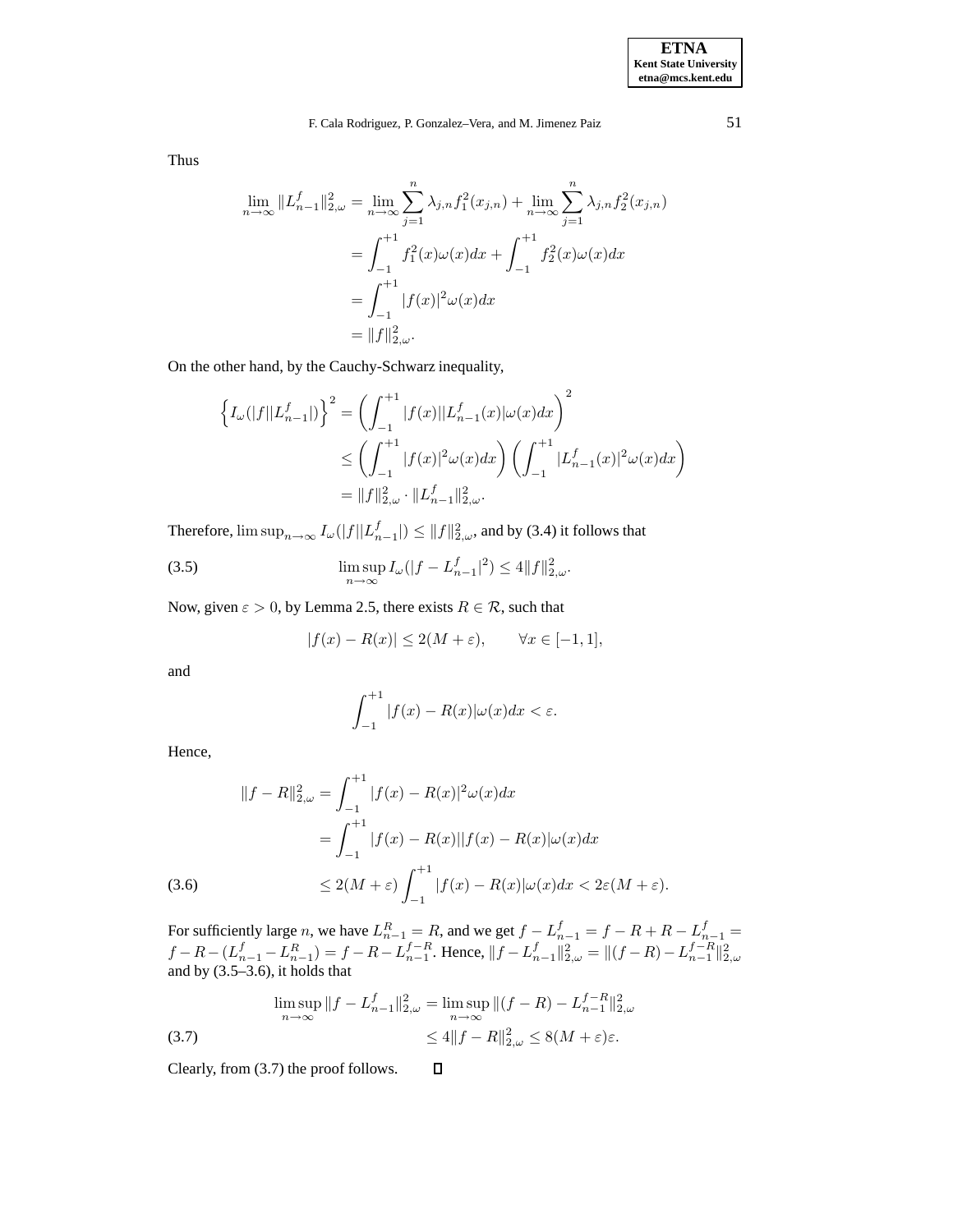Thus

$$
\begin{aligned}
\lim_{n\to\infty} \|L_{n-1}^{f}\|_{2,\omega}^{2} &= \lim_{n\to\infty} \sum_{j=1}^{n} \lambda_{j,n} f_1^2(x_{j,n}) + \lim_{n\to\infty} \sum_{j=1}^{n} \lambda_{j,n} f_2^2(x_{j,n}) \\
&= \int_{-1}^{+1} f_1^2(x)\omega(x)dx + \int_{-1}^{+1} f_2^2(x)\omega(x)dx \\
&= \int_{-1}^{+1} |f(x)|^2 \omega(x)dx \\
&= \|f\|_{2,\omega}^{2}.
\end{aligned}
$$

On the other hand, by the Cauchy-Schwarz inequality,

$$
\begin{aligned}
\left\{ I_\omega(|f||L_{n-1}^{f}|) \right\}^2 &= \left( \int_{-1}^{+1} |f(x)||L_{n-1}^{f}(x)|\omega(x)dx \right)^2 \\
&\leq \left( \int_{-1}^{+1} |f(x)|^2 \omega(x)dx \right) \left( \int_{-1}^{+1} |L_{n-1}^{f}(x)|^2 \omega(x)dx \right) \\
&= \|f\|_{2,\omega}^{2} \cdot \|L_{n-1}^{f}\|_{2,\omega}^{2}.
\end{aligned}
$$

Therefore, $\limsup_{n\to\infty} I_\omega(|f||L_{n-1}^{f}|) \leq \|f\|_{2,\omega}^{2}$, and by (3.4) it follows that

$$
\limsup_{n\to\infty} I_\omega(|f - L_{n-1}^{f}|^2) \leq 4\|f\|_{2,\omega}^{2}. \tag{3.5}
$$

Now, given $\varepsilon > 0$, by Lemma 2.5, there exists $R \in \mathcal{R}$, such that

$$
|f(x) - R(x)| \leq 2(M + \varepsilon), \qquad \forall x \in [-1, 1],
$$

and

$$
\int_{-1}^{+1} |f(x) - R(x)|\omega(x)dx < \varepsilon.
$$

Hence,

$$
\begin{aligned}
\|f - R\|_{2,\omega}^{2} &= \int_{-1}^{+1} |f(x) - R(x)|^2 \omega(x)dx \\
&= \int_{-1}^{+1} |f(x) - R(x)||f(x) - R(x)|\omega(x)dx \\
&\leq 2(M + \varepsilon) \int_{-1}^{+1} |f(x) - R(x)|\omega(x)dx < 2\varepsilon(M + \varepsilon).
\end{aligned} \tag{3.6}
$$

For sufficiently large $n$, we have $L_{n-1}^{R} = R$, and we get $f - L_{n-1}^{f} = f - R + R - L_{n-1}^{f} = f - R - (L_{n-1}^{f} - L_{n-1}^{R}) = f - R - L_{n-1}^{f-R}$. Hence, $\|f - L_{n-1}^{f}\|_{2,\omega}^{2} = \|(f - R) - L_{n-1}^{f-R}\|_{2,\omega}^{2}$ and by (3.5–3.6), it holds that

$$
\begin{aligned}
\limsup_{n\to\infty} \|f - L_{n-1}^{f}\|_{2,\omega}^{2} &= \limsup_{n\to\infty} \|(f - R) - L_{n-1}^{f-R}\|_{2,\omega}^{2} \\
&\leq 4\|f - R\|_{2,\omega}^{2} \leq 8(M + \varepsilon)\varepsilon.
\end{aligned} \tag{3.7}
$$

Clearly, from (3.7) the proof follows. □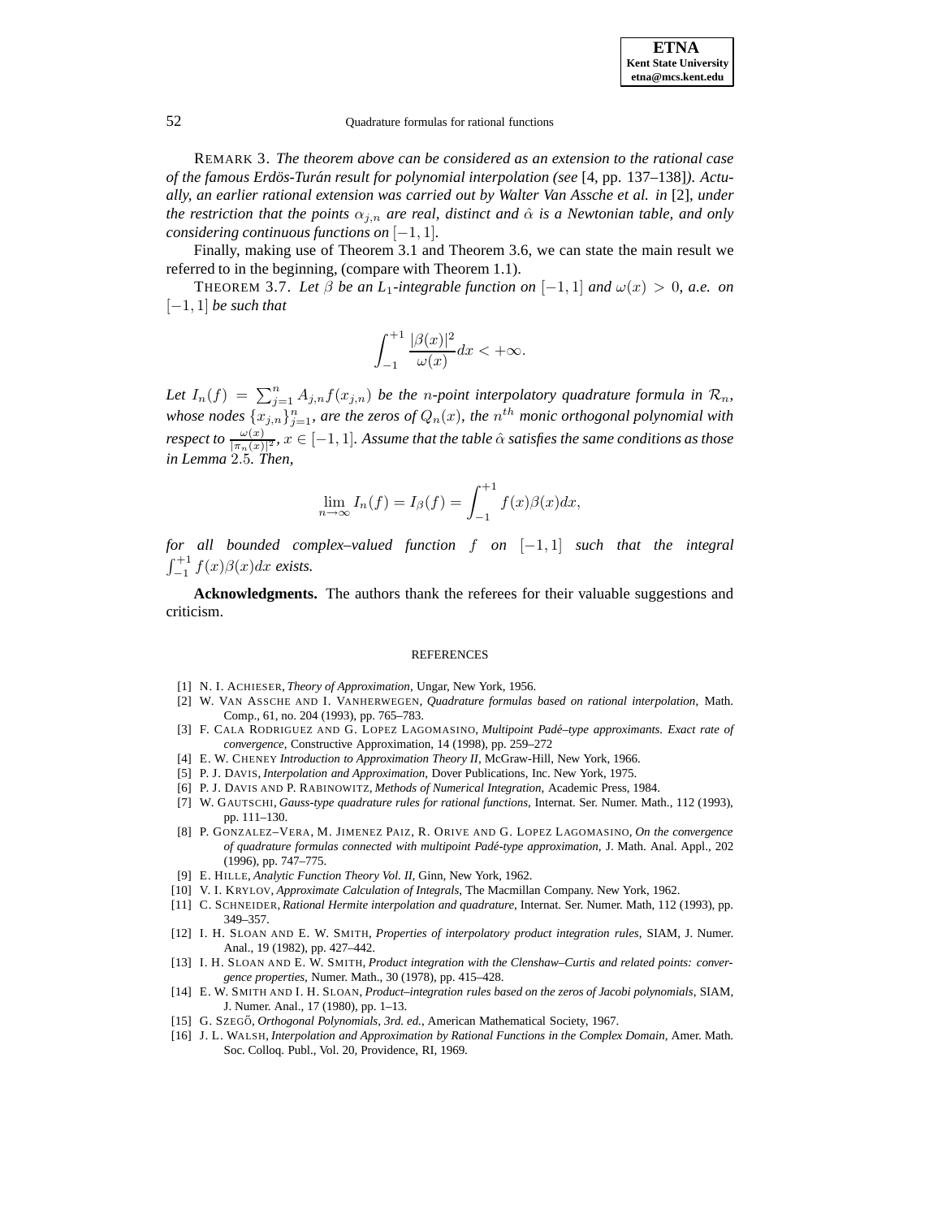REMARK 3. *The theorem above can be considered as an extension to the rational case of the famous Erdös-Turán result for polynomial interpolation (see* [4, pp. 137–138]*). Actually, an earlier rational extension was carried out by Walter Van Assche et al. in* [2]*, under the restriction that the points $\alpha_{j,n}$ are real, distinct and $\hat{\alpha}$ is a Newtonian table, and only considering continuous functions on $[-1, 1]$.*

Finally, making use of Theorem 3.1 and Theorem 3.6, we can state the main result we referred to in the beginning, (compare with Theorem 1.1).

THEOREM 3.7. *Let $\beta$ be an $L_1$-integrable function on $[-1, 1]$ and $\omega(x) > 0$, a.e. on $[-1, 1]$ be such that*

$$\int_{-1}^{+1} \frac{|\beta(x)|^2}{\omega(x)} dx < +\infty.$$

*Let $I_n(f) = \sum_{j=1}^{n} A_{j,n} f(x_{j,n})$ be the $n$-point interpolatory quadrature formula in $\mathcal{R}_n$, whose nodes $\{x_{j,n}\}_{j=1}^{n}$, are the zeros of $Q_n(x)$, the $n^{th}$ monic orthogonal polynomial with respect to $\frac{\omega(x)}{|\pi_n(x)|^2}$, $x \in [-1, 1]$. Assume that the table $\hat{\alpha}$ satisfies the same conditions as those in Lemma 2.5. Then,*

$$\lim_{n\to\infty} I_n(f) = I_\beta(f) = \int_{-1}^{+1} f(x)\beta(x)dx,$$

*for all bounded complex–valued function $f$ on $[-1, 1]$ such that the integral $\int_{-1}^{+1} f(x)\beta(x)dx$ exists.*

**Acknowledgments.** The authors thank the referees for their valuable suggestions and criticism.

## REFERENCES

[1] N. I. ACHIESER, *Theory of Approximation*, Ungar, New York, 1956.

[2] W. VAN ASSCHE AND I. VANHERWEGEN, *Quadrature formulas based on rational interpolation*, Math. Comp., 61, no. 204 (1993), pp. 765–783.

[3] F. CALA RODRIGUEZ AND G. LOPEZ LAGOMASINO, *Multipoint Padé–type approximants. Exact rate of convergence*, Constructive Approximation, 14 (1998), pp. 259–272

[4] E. W. CHENEY *Introduction to Approximation Theory II*, McGraw-Hill, New York, 1966.

[5] P. J. DAVIS, *Interpolation and Approximation*, Dover Publications, Inc. New York, 1975.

[6] P. J. DAVIS AND P. RABINOWITZ, *Methods of Numerical Integration*, Academic Press, 1984.

[7] W. GAUTSCHI, *Gauss-type quadrature rules for rational functions*, Internat. Ser. Numer. Math., 112 (1993), pp. 111–130.

[8] P. GONZALEZ–VERA, M. JIMENEZ PAIZ, R. ORIVE AND G. LOPEZ LAGOMASINO, *On the convergence of quadrature formulas connected with multipoint Padé-type approximation*, J. Math. Anal. Appl., 202 (1996), pp. 747–775.

[9] E. HILLE, *Analytic Function Theory Vol. II*, Ginn, New York, 1962.

[10] V. I. KRYLOV, *Approximate Calculation of Integrals*, The Macmillan Company. New York, 1962.

[11] C. SCHNEIDER, *Rational Hermite interpolation and quadrature*, Internat. Ser. Numer. Math, 112 (1993), pp. 349–357.

[12] I. H. SLOAN AND E. W. SMITH, *Properties of interpolatory product integration rules*, SIAM, J. Numer. Anal., 19 (1982), pp. 427–442.

[13] I. H. SLOAN AND E. W. SMITH, *Product integration with the Clenshaw–Curtis and related points: convergence properties*, Numer. Math., 30 (1978), pp. 415–428.

[14] E. W. SMITH AND I. H. SLOAN, *Product–integration rules based on the zeros of Jacobi polynomials*, SIAM, J. Numer. Anal., 17 (1980), pp. 1–13.

[15] G. SZEGŐ, *Orthogonal Polynomials, 3rd. ed.*, American Mathematical Society, 1967.

[16] J. L. WALSH, *Interpolation and Approximation by Rational Functions in the Complex Domain*, Amer. Math. Soc. Colloq. Publ., Vol. 20, Providence, RI, 1969.